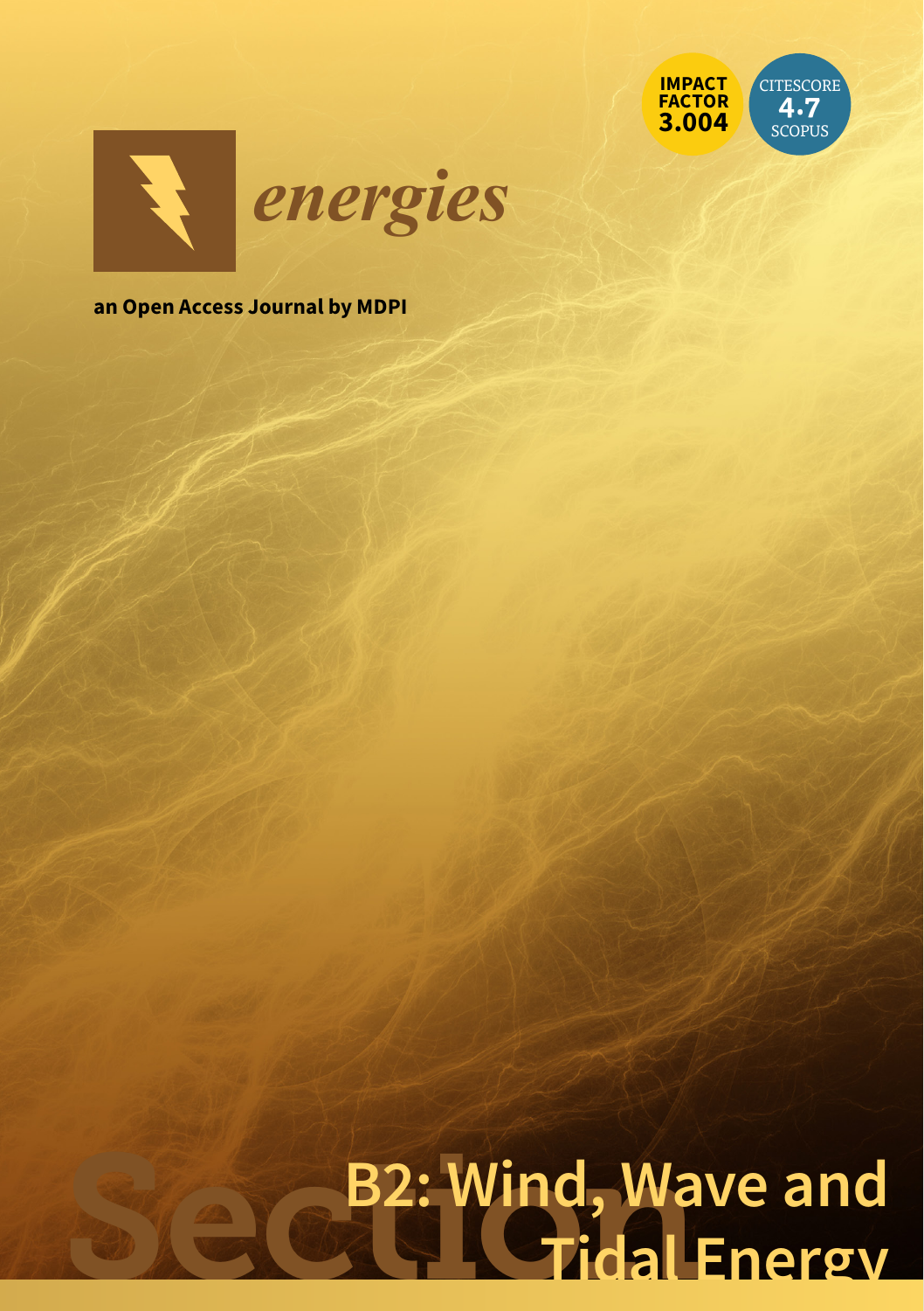IMPACT FACTOR 3.004

CITESCORE 4.7 SCOPUS

# energies

**an Open Access Journal by MDPI**

# Section B2: Wind, Wave and Tidal Energy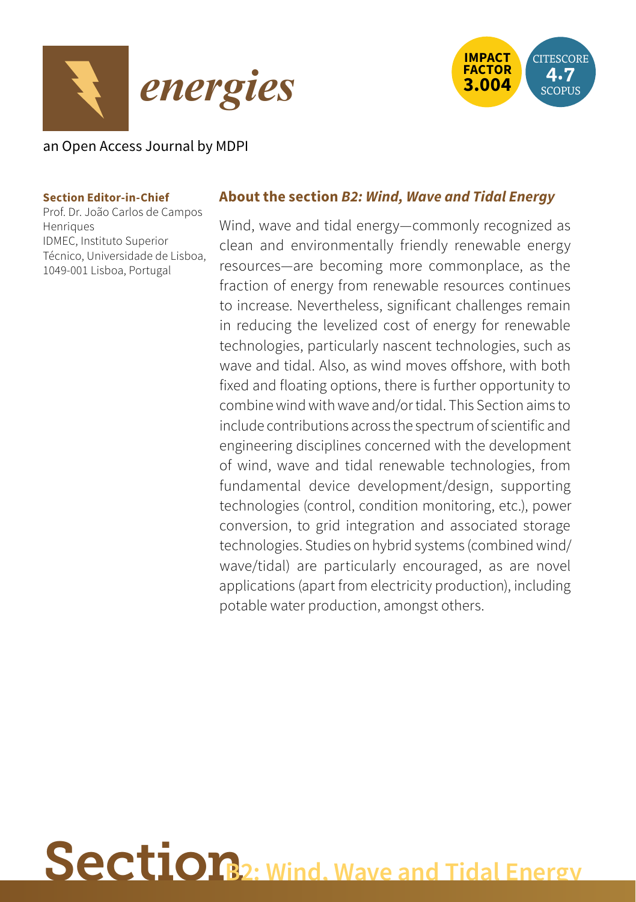# energies

an Open Access Journal by MDPI

IMPACT FACTOR 3.004

CITESCORE 4.7 SCOPUS

**Section Editor-in-Chief**

Prof. Dr. João Carlos de Campos Henriques
IDMEC, Instituto Superior Técnico, Universidade de Lisboa, 1049-001 Lisboa, Portugal

## About the section *B2: Wind, Wave and Tidal Energy*

Wind, wave and tidal energy—commonly recognized as clean and environmentally friendly renewable energy resources—are becoming more commonplace, as the fraction of energy from renewable resources continues to increase. Nevertheless, significant challenges remain in reducing the levelized cost of energy for renewable technologies, particularly nascent technologies, such as wave and tidal. Also, as wind moves offshore, with both fixed and floating options, there is further opportunity to combine wind with wave and/or tidal. This Section aims to include contributions across the spectrum of scientific and engineering disciplines concerned with the development of wind, wave and tidal renewable technologies, from fundamental device development/design, supporting technologies (control, condition monitoring, etc.), power conversion, to grid integration and associated storage technologies. Studies on hybrid systems (combined wind/wave/tidal) are particularly encouraged, as are novel applications (apart from electricity production), including potable water production, amongst others.

# Section B2: Wind, Wave and Tidal Energy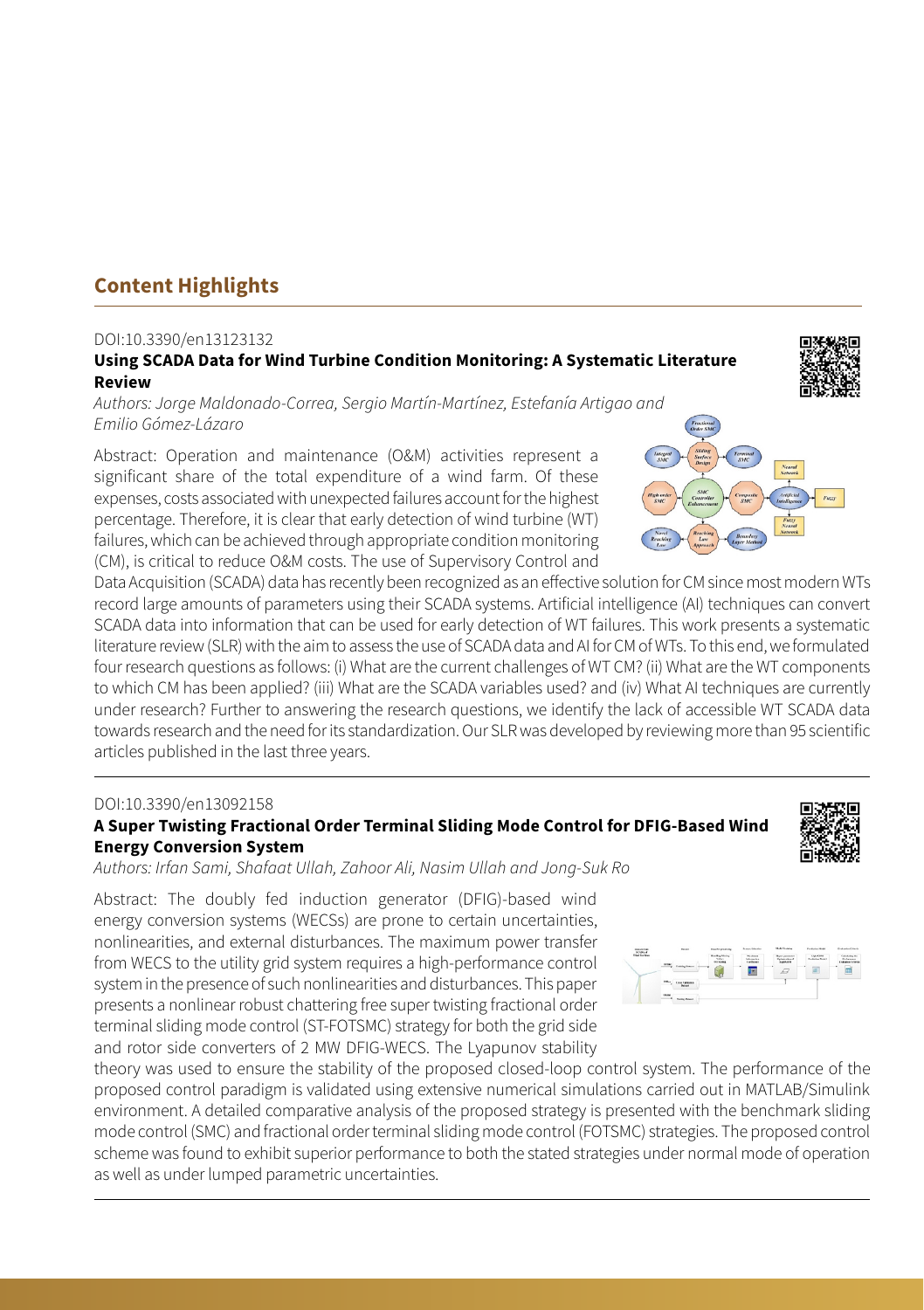## Content Highlights

DOI:10.3390/en13123132

**Using SCADA Data for Wind Turbine Condition Monitoring: A Systematic Literature Review**

*Authors: Jorge Maldonado-Correa, Sergio Martín-Martínez, Estefanía Artigao and Emilio Gómez-Lázaro*

Abstract: Operation and maintenance (O&M) activities represent a significant share of the total expenditure of a wind farm. Of these expenses, costs associated with unexpected failures account for the highest percentage. Therefore, it is clear that early detection of wind turbine (WT) failures, which can be achieved through appropriate condition monitoring (CM), is critical to reduce O&M costs. The use of Supervisory Control and Data Acquisition (SCADA) data has recently been recognized as an effective solution for CM since most modern WTs record large amounts of parameters using their SCADA systems. Artificial intelligence (AI) techniques can convert SCADA data into information that can be used for early detection of WT failures. This work presents a systematic literature review (SLR) with the aim to assess the use of SCADA data and AI for CM of WTs. To this end, we formulated four research questions as follows: (i) What are the current challenges of WT CM? (ii) What are the WT components to which CM has been applied? (iii) What are the SCADA variables used? and (iv) What AI techniques are currently under research? Further to answering the research questions, we identify the lack of accessible WT SCADA data towards research and the need for its standardization. Our SLR was developed by reviewing more than 95 scientific articles published in the last three years.

---

DOI:10.3390/en13092158

**A Super Twisting Fractional Order Terminal Sliding Mode Control for DFIG-Based Wind Energy Conversion System**

*Authors: Irfan Sami, Shafaat Ullah, Zahoor Ali, Nasim Ullah and Jong-Suk Ro*

Abstract: The doubly fed induction generator (DFIG)-based wind energy conversion systems (WECSs) are prone to certain uncertainties, nonlinearities, and external disturbances. The maximum power transfer from WECS to the utility grid system requires a high-performance control system in the presence of such nonlinearities and disturbances. This paper presents a nonlinear robust chattering free super twisting fractional order terminal sliding mode control (ST-FOTSMC) strategy for both the grid side and rotor side converters of 2 MW DFIG-WECS. The Lyapunov stability theory was used to ensure the stability of the proposed closed-loop control system. The performance of the proposed control paradigm is validated using extensive numerical simulations carried out in MATLAB/Simulink environment. A detailed comparative analysis of the proposed strategy is presented with the benchmark sliding mode control (SMC) and fractional order terminal sliding mode control (FOTSMC) strategies. The proposed control scheme was found to exhibit superior performance to both the stated strategies under normal mode of operation as well as under lumped parametric uncertainties.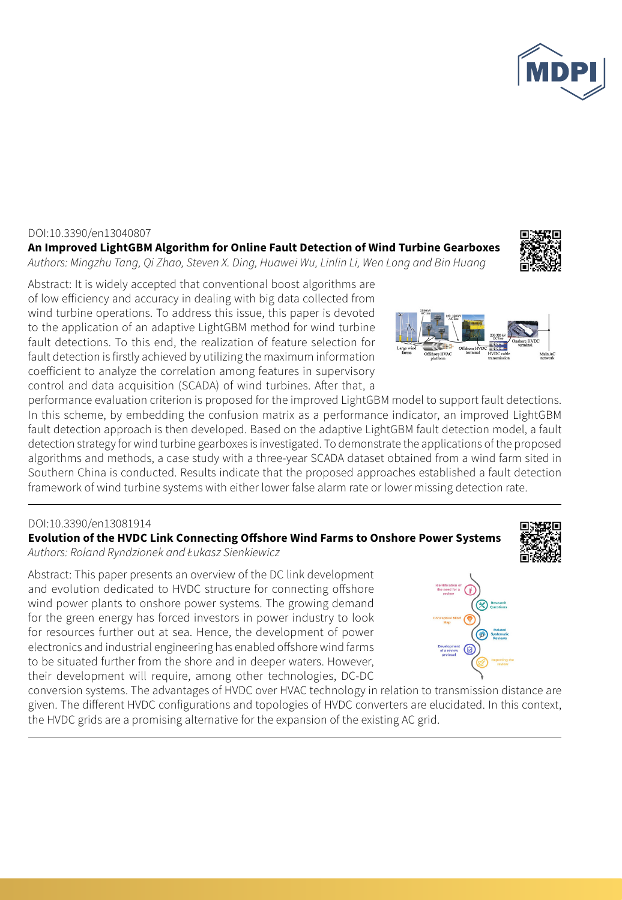DOI:10.3390/en13040807

**An Improved LightGBM Algorithm for Online Fault Detection of Wind Turbine Gearboxes**

*Authors: Mingzhu Tang, Qi Zhao, Steven X. Ding, Huawei Wu, Linlin Li, Wen Long and Bin Huang*

Abstract: It is widely accepted that conventional boost algorithms are of low efficiency and accuracy in dealing with big data collected from wind turbine operations. To address this issue, this paper is devoted to the application of an adaptive LightGBM method for wind turbine fault detections. To this end, the realization of feature selection for fault detection is firstly achieved by utilizing the maximum information coefficient to analyze the correlation among features in supervisory control and data acquisition (SCADA) of wind turbines. After that, a performance evaluation criterion is proposed for the improved LightGBM model to support fault detections. In this scheme, by embedding the confusion matrix as a performance indicator, an improved LightGBM fault detection approach is then developed. Based on the adaptive LightGBM fault detection model, a fault detection strategy for wind turbine gearboxes is investigated. To demonstrate the applications of the proposed algorithms and methods, a case study with a three-year SCADA dataset obtained from a wind farm sited in Southern China is conducted. Results indicate that the proposed approaches established a fault detection framework of wind turbine systems with either lower false alarm rate or lower missing detection rate.

---

DOI:10.3390/en13081914

**Evolution of the HVDC Link Connecting Offshore Wind Farms to Onshore Power Systems**

*Authors: Roland Ryndzionek and Łukasz Sienkiewicz*

Abstract: This paper presents an overview of the DC link development and evolution dedicated to HVDC structure for connecting offshore wind power plants to onshore power systems. The growing demand for the green energy has forced investors in power industry to look for resources further out at sea. Hence, the development of power electronics and industrial engineering has enabled offshore wind farms to be situated further from the shore and in deeper waters. However, their development will require, among other technologies, DC-DC conversion systems. The advantages of HVDC over HVAC technology in relation to transmission distance are given. The different HVDC configurations and topologies of HVDC converters are elucidated. In this context, the HVDC grids are a promising alternative for the expansion of the existing AC grid.

---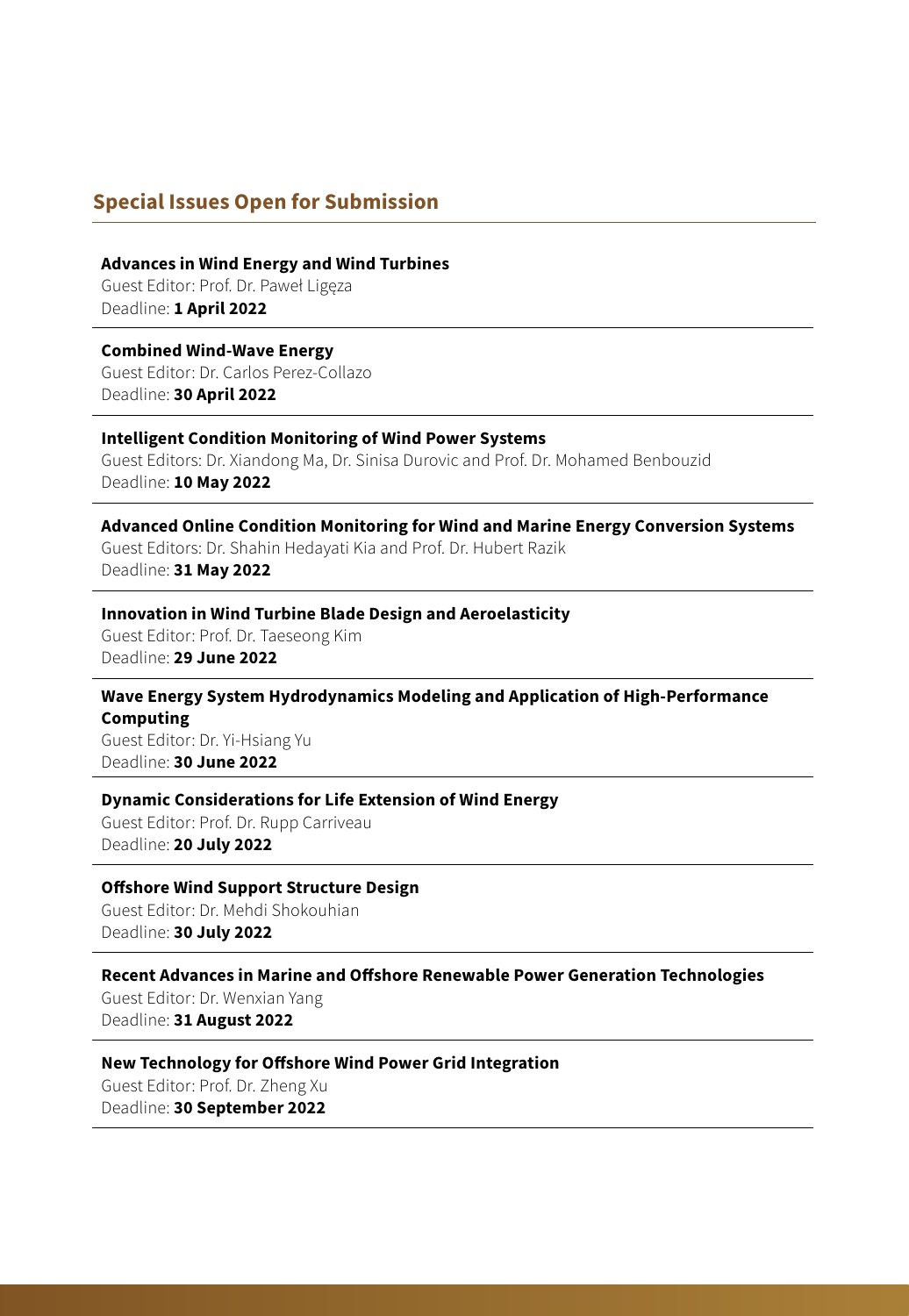## Special Issues Open for Submission

---

**Advances in Wind Energy and Wind Turbines**
Guest Editor: Prof. Dr. Paweł Ligęza
Deadline: **1 April 2022**

---

**Combined Wind-Wave Energy**
Guest Editor: Dr. Carlos Perez-Collazo
Deadline: **30 April 2022**

---

**Intelligent Condition Monitoring of Wind Power Systems**
Guest Editors: Dr. Xiandong Ma, Dr. Sinisa Durovic and Prof. Dr. Mohamed Benbouzid
Deadline: **10 May 2022**

---

**Advanced Online Condition Monitoring for Wind and Marine Energy Conversion Systems**
Guest Editors: Dr. Shahin Hedayati Kia and Prof. Dr. Hubert Razik
Deadline: **31 May 2022**

---

**Innovation in Wind Turbine Blade Design and Aeroelasticity**
Guest Editor: Prof. Dr. Taeseong Kim
Deadline: **29 June 2022**

---

**Wave Energy System Hydrodynamics Modeling and Application of High-Performance Computing**
Guest Editor: Dr. Yi-Hsiang Yu
Deadline: **30 June 2022**

---

**Dynamic Considerations for Life Extension of Wind Energy**
Guest Editor: Prof. Dr. Rupp Carriveau
Deadline: **20 July 2022**

---

**Offshore Wind Support Structure Design**
Guest Editor: Dr. Mehdi Shokouhian
Deadline: **30 July 2022**

---

**Recent Advances in Marine and Offshore Renewable Power Generation Technologies**
Guest Editor: Dr. Wenxian Yang
Deadline: **31 August 2022**

---

**New Technology for Offshore Wind Power Grid Integration**
Guest Editor: Prof. Dr. Zheng Xu
Deadline: **30 September 2022**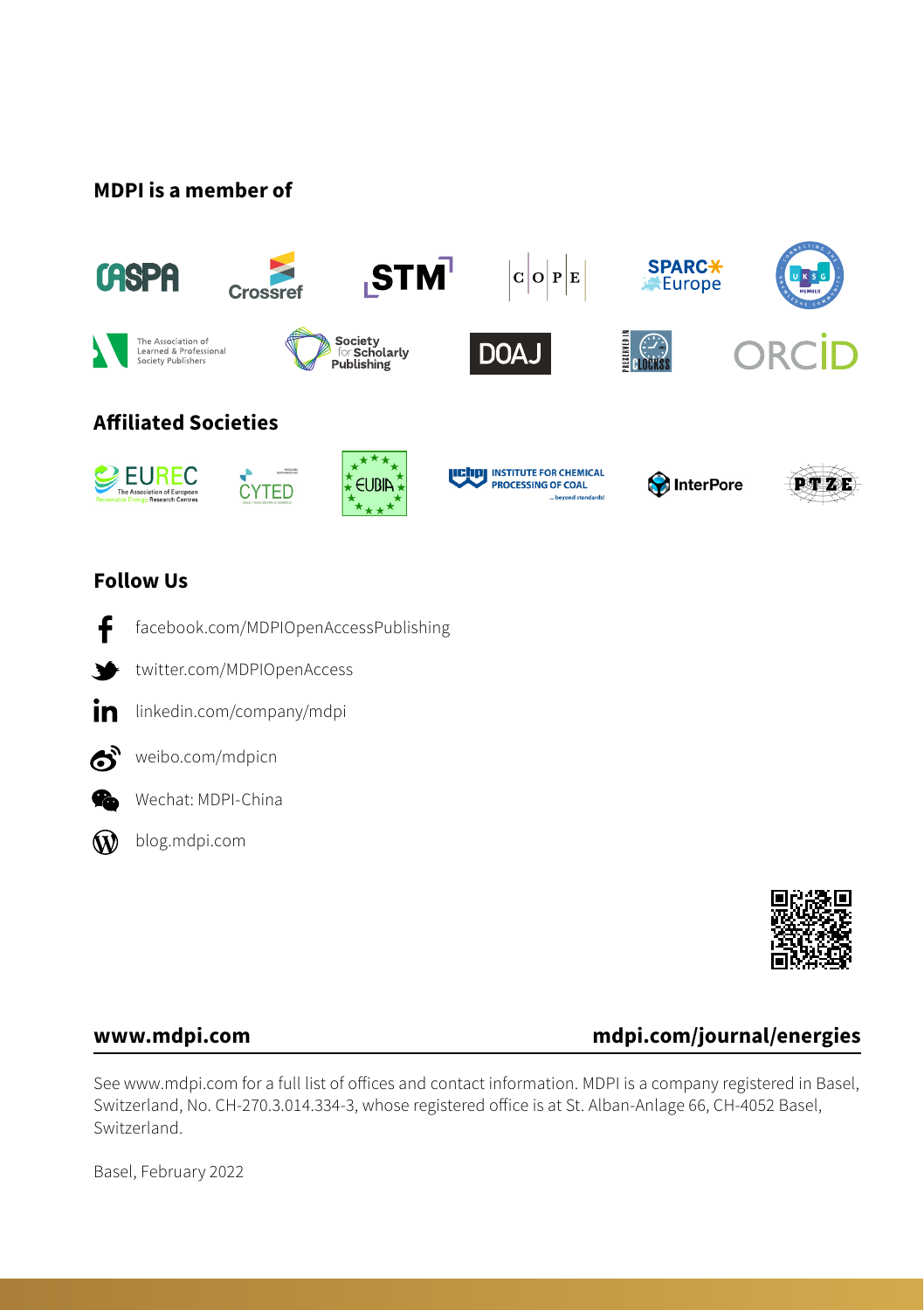## MDPI is a member of

## Affiliated Societies

## Follow Us

facebook.com/MDPIOpenAccessPublishing

twitter.com/MDPIOpenAccess

linkedin.com/company/mdpi

weibo.com/mdpicn

Wechat: MDPI-China

blog.mdpi.com

**www.mdpi.com**

**mdpi.com/journal/energies**

See www.mdpi.com for a full list of offices and contact information. MDPI is a company registered in Basel, Switzerland, No. CH-270.3.014.334-3, whose registered office is at St. Alban-Anlage 66, CH-4052 Basel, Switzerland.

Basel, February 2022